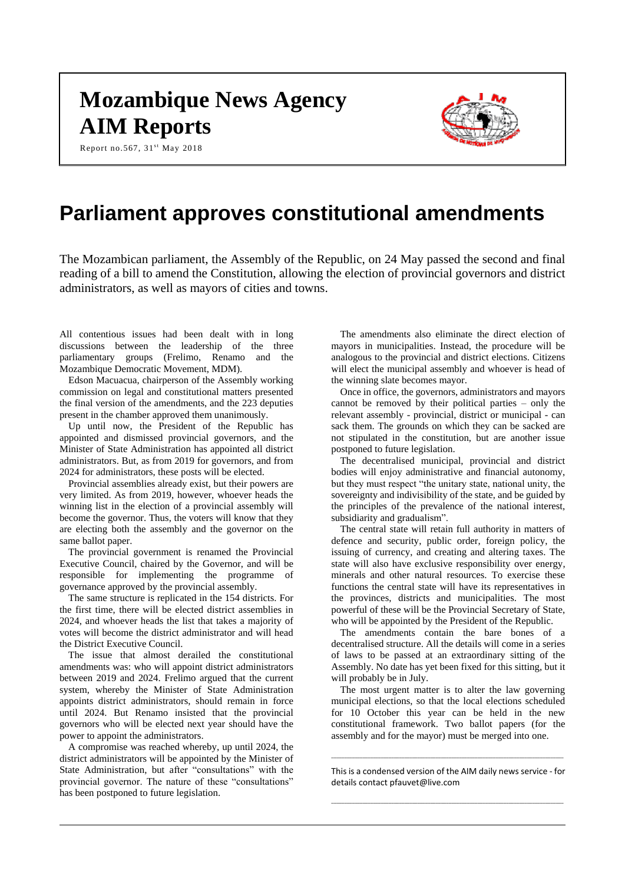# Mozambique News Agency
# AIM Reports

Report no.567, 31st May 2018

# Parliament approves constitutional amendments

The Mozambican parliament, the Assembly of the Republic, on 24 May passed the second and final reading of a bill to amend the Constitution, allowing the election of provincial governors and district administrators, as well as mayors of cities and towns.

All contentious issues had been dealt with in long discussions between the leadership of the three parliamentary groups (Frelimo, Renamo and the Mozambique Democratic Movement, MDM).

Edson Macuacua, chairperson of the Assembly working commission on legal and constitutional matters presented the final version of the amendments, and the 223 deputies present in the chamber approved them unanimously.

Up until now, the President of the Republic has appointed and dismissed provincial governors, and the Minister of State Administration has appointed all district administrators. But, as from 2019 for governors, and from 2024 for administrators, these posts will be elected.

Provincial assemblies already exist, but their powers are very limited. As from 2019, however, whoever heads the winning list in the election of a provincial assembly will become the governor. Thus, the voters will know that they are electing both the assembly and the governor on the same ballot paper.

The provincial government is renamed the Provincial Executive Council, chaired by the Governor, and will be responsible for implementing the programme of governance approved by the provincial assembly.

The same structure is replicated in the 154 districts. For the first time, there will be elected district assemblies in 2024, and whoever heads the list that takes a majority of votes will become the district administrator and will head the District Executive Council.

The issue that almost derailed the constitutional amendments was: who will appoint district administrators between 2019 and 2024. Frelimo argued that the current system, whereby the Minister of State Administration appoints district administrators, should remain in force until 2024. But Renamo insisted that the provincial governors who will be elected next year should have the power to appoint the administrators.

A compromise was reached whereby, up until 2024, the district administrators will be appointed by the Minister of State Administration, but after "consultations" with the provincial governor. The nature of these "consultations" has been postponed to future legislation.

The amendments also eliminate the direct election of mayors in municipalities. Instead, the procedure will be analogous to the provincial and district elections. Citizens will elect the municipal assembly and whoever is head of the winning slate becomes mayor.

Once in office, the governors, administrators and mayors cannot be removed by their political parties – only the relevant assembly - provincial, district or municipal - can sack them. The grounds on which they can be sacked are not stipulated in the constitution, but are another issue postponed to future legislation.

The decentralised municipal, provincial and district bodies will enjoy administrative and financial autonomy, but they must respect "the unitary state, national unity, the sovereignty and indivisibility of the state, and be guided by the principles of the prevalence of the national interest, subsidiarity and gradualism".

The central state will retain full authority in matters of defence and security, public order, foreign policy, the issuing of currency, and creating and altering taxes. The state will also have exclusive responsibility over energy, minerals and other natural resources. To exercise these functions the central state will have its representatives in the provinces, districts and municipalities. The most powerful of these will be the Provincial Secretary of State, who will be appointed by the President of the Republic.

The amendments contain the bare bones of a decentralised structure. All the details will come in a series of laws to be passed at an extraordinary sitting of the Assembly. No date has yet been fixed for this sitting, but it will probably be in July.

The most urgent matter is to alter the law governing municipal elections, so that the local elections scheduled for 10 October this year can be held in the new constitutional framework. Two ballot papers (for the assembly and for the mayor) must be merged into one.

---

This is a condensed version of the AIM daily news service - for details contact pfauvet@live.com

---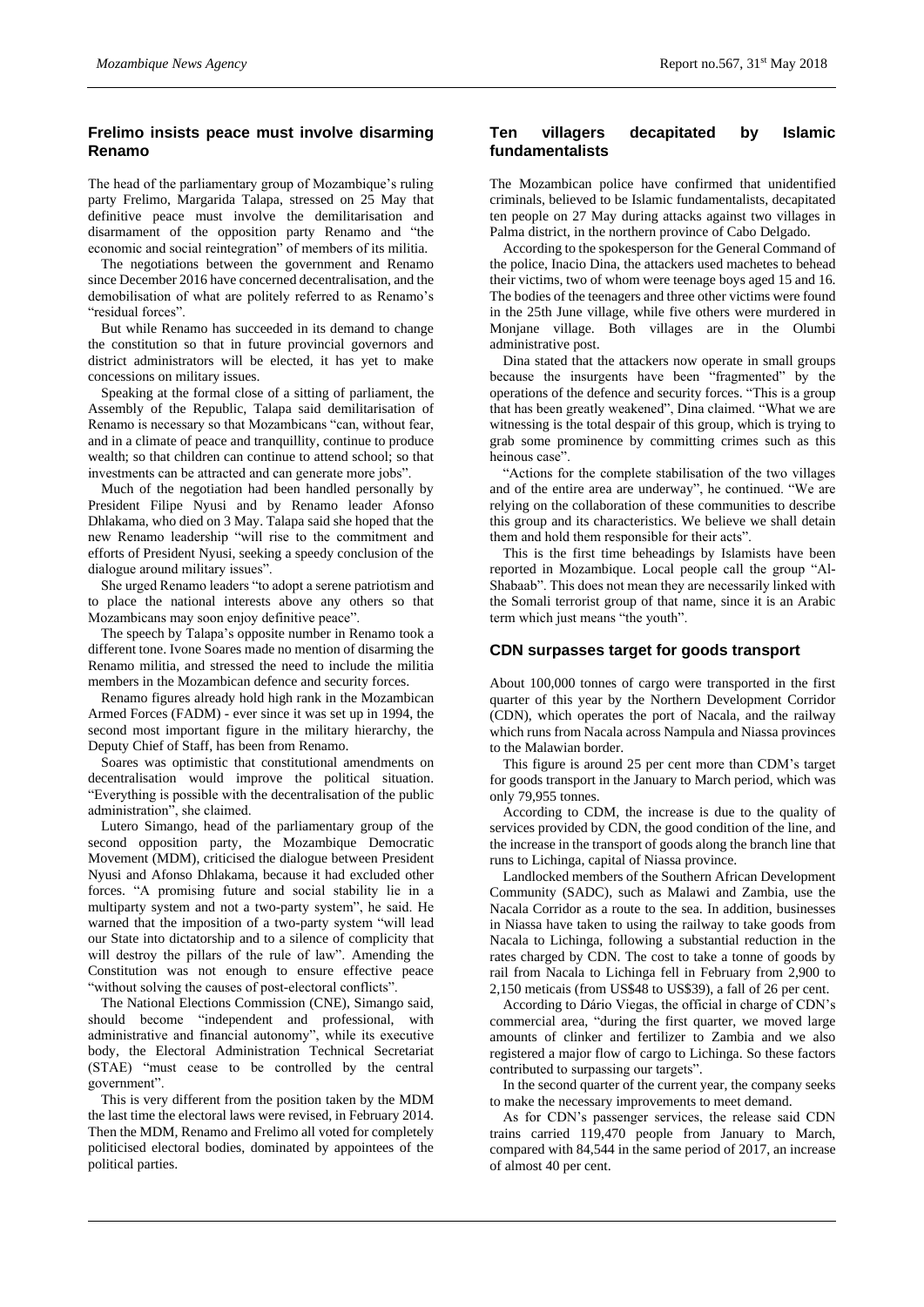## Frelimo insists peace must involve disarming Renamo

The head of the parliamentary group of Mozambique's ruling party Frelimo, Margarida Talapa, stressed on 25 May that definitive peace must involve the demilitarisation and disarmament of the opposition party Renamo and "the economic and social reintegration" of members of its militia.

The negotiations between the government and Renamo since December 2016 have concerned decentralisation, and the demobilisation of what are politely referred to as Renamo's "residual forces".

But while Renamo has succeeded in its demand to change the constitution so that in future provincial governors and district administrators will be elected, it has yet to make concessions on military issues.

Speaking at the formal close of a sitting of parliament, the Assembly of the Republic, Talapa said demilitarisation of Renamo is necessary so that Mozambicans "can, without fear, and in a climate of peace and tranquillity, continue to produce wealth; so that children can continue to attend school; so that investments can be attracted and can generate more jobs".

Much of the negotiation had been handled personally by President Filipe Nyusi and by Renamo leader Afonso Dhlakama, who died on 3 May. Talapa said she hoped that the new Renamo leadership "will rise to the commitment and efforts of President Nyusi, seeking a speedy conclusion of the dialogue around military issues".

She urged Renamo leaders "to adopt a serene patriotism and to place the national interests above any others so that Mozambicans may soon enjoy definitive peace".

The speech by Talapa's opposite number in Renamo took a different tone. Ivone Soares made no mention of disarming the Renamo militia, and stressed the need to include the militia members in the Mozambican defence and security forces.

Renamo figures already hold high rank in the Mozambican Armed Forces (FADM) - ever since it was set up in 1994, the second most important figure in the military hierarchy, the Deputy Chief of Staff, has been from Renamo.

Soares was optimistic that constitutional amendments on decentralisation would improve the political situation. "Everything is possible with the decentralisation of the public administration", she claimed.

Lutero Simango, head of the parliamentary group of the second opposition party, the Mozambique Democratic Movement (MDM), criticised the dialogue between President Nyusi and Afonso Dhlakama, because it had excluded other forces. "A promising future and social stability lie in a multiparty system and not a two-party system", he said. He warned that the imposition of a two-party system "will lead our State into dictatorship and to a silence of complicity that will destroy the pillars of the rule of law". Amending the Constitution was not enough to ensure effective peace "without solving the causes of post-electoral conflicts".

The National Elections Commission (CNE), Simango said, should become "independent and professional, with administrative and financial autonomy", while its executive body, the Electoral Administration Technical Secretariat (STAE) "must cease to be controlled by the central government".

This is very different from the position taken by the MDM the last time the electoral laws were revised, in February 2014. Then the MDM, Renamo and Frelimo all voted for completely politicised electoral bodies, dominated by appointees of the political parties.

## Ten villagers decapitated by Islamic fundamentalists

The Mozambican police have confirmed that unidentified criminals, believed to be Islamic fundamentalists, decapitated ten people on 27 May during attacks against two villages in Palma district, in the northern province of Cabo Delgado.

According to the spokesperson for the General Command of the police, Inacio Dina, the attackers used machetes to behead their victims, two of whom were teenage boys aged 15 and 16. The bodies of the teenagers and three other victims were found in the 25th June village, while five others were murdered in Monjane village. Both villages are in the Olumbi administrative post.

Dina stated that the attackers now operate in small groups because the insurgents have been "fragmented" by the operations of the defence and security forces. "This is a group that has been greatly weakened", Dina claimed. "What we are witnessing is the total despair of this group, which is trying to grab some prominence by committing crimes such as this heinous case".

"Actions for the complete stabilisation of the two villages and of the entire area are underway", he continued. "We are relying on the collaboration of these communities to describe this group and its characteristics. We believe we shall detain them and hold them responsible for their acts".

This is the first time beheadings by Islamists have been reported in Mozambique. Local people call the group "Al-Shabaab". This does not mean they are necessarily linked with the Somali terrorist group of that name, since it is an Arabic term which just means "the youth".

## CDN surpasses target for goods transport

About 100,000 tonnes of cargo were transported in the first quarter of this year by the Northern Development Corridor (CDN), which operates the port of Nacala, and the railway which runs from Nacala across Nampula and Niassa provinces to the Malawian border.

This figure is around 25 per cent more than CDM's target for goods transport in the January to March period, which was only 79,955 tonnes.

According to CDM, the increase is due to the quality of services provided by CDN, the good condition of the line, and the increase in the transport of goods along the branch line that runs to Lichinga, capital of Niassa province.

Landlocked members of the Southern African Development Community (SADC), such as Malawi and Zambia, use the Nacala Corridor as a route to the sea. In addition, businesses in Niassa have taken to using the railway to take goods from Nacala to Lichinga, following a substantial reduction in the rates charged by CDN. The cost to take a tonne of goods by rail from Nacala to Lichinga fell in February from 2,900 to 2,150 meticais (from US$48 to US$39), a fall of 26 per cent.

According to Dário Viegas, the official in charge of CDN's commercial area, "during the first quarter, we moved large amounts of clinker and fertilizer to Zambia and we also registered a major flow of cargo to Lichinga. So these factors contributed to surpassing our targets".

In the second quarter of the current year, the company seeks to make the necessary improvements to meet demand.

As for CDN's passenger services, the release said CDN trains carried 119,470 people from January to March, compared with 84,544 in the same period of 2017, an increase of almost 40 per cent.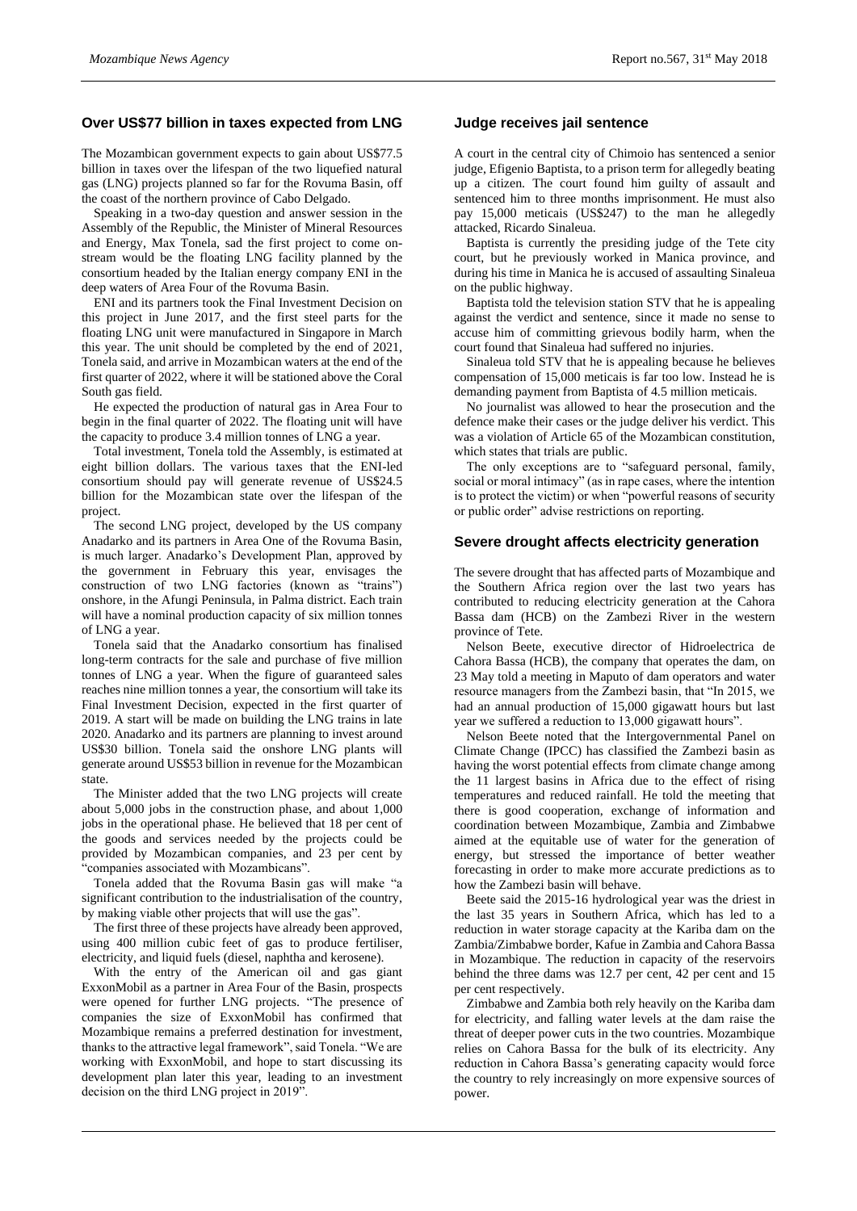## Over US$77 billion in taxes expected from LNG

The Mozambican government expects to gain about US$77.5 billion in taxes over the lifespan of the two liquefied natural gas (LNG) projects planned so far for the Rovuma Basin, off the coast of the northern province of Cabo Delgado.

Speaking in a two-day question and answer session in the Assembly of the Republic, the Minister of Mineral Resources and Energy, Max Tonela, sad the first project to come on-stream would be the floating LNG facility planned by the consortium headed by the Italian energy company ENI in the deep waters of Area Four of the Rovuma Basin.

ENI and its partners took the Final Investment Decision on this project in June 2017, and the first steel parts for the floating LNG unit were manufactured in Singapore in March this year. The unit should be completed by the end of 2021, Tonela said, and arrive in Mozambican waters at the end of the first quarter of 2022, where it will be stationed above the Coral South gas field.

He expected the production of natural gas in Area Four to begin in the final quarter of 2022. The floating unit will have the capacity to produce 3.4 million tonnes of LNG a year.

Total investment, Tonela told the Assembly, is estimated at eight billion dollars. The various taxes that the ENI-led consortium should pay will generate revenue of US$24.5 billion for the Mozambican state over the lifespan of the project.

The second LNG project, developed by the US company Anadarko and its partners in Area One of the Rovuma Basin, is much larger. Anadarko's Development Plan, approved by the government in February this year, envisages the construction of two LNG factories (known as "trains") onshore, in the Afungi Peninsula, in Palma district. Each train will have a nominal production capacity of six million tonnes of LNG a year.

Tonela said that the Anadarko consortium has finalised long-term contracts for the sale and purchase of five million tonnes of LNG a year. When the figure of guaranteed sales reaches nine million tonnes a year, the consortium will take its Final Investment Decision, expected in the first quarter of 2019. A start will be made on building the LNG trains in late 2020. Anadarko and its partners are planning to invest around US$30 billion. Tonela said the onshore LNG plants will generate around US$53 billion in revenue for the Mozambican state.

The Minister added that the two LNG projects will create about 5,000 jobs in the construction phase, and about 1,000 jobs in the operational phase. He believed that 18 per cent of the goods and services needed by the projects could be provided by Mozambican companies, and 23 per cent by "companies associated with Mozambicans".

Tonela added that the Rovuma Basin gas will make "a significant contribution to the industrialisation of the country, by making viable other projects that will use the gas".

The first three of these projects have already been approved, using 400 million cubic feet of gas to produce fertiliser, electricity, and liquid fuels (diesel, naphtha and kerosene).

With the entry of the American oil and gas giant ExxonMobil as a partner in Area Four of the Basin, prospects were opened for further LNG projects. "The presence of companies the size of ExxonMobil has confirmed that Mozambique remains a preferred destination for investment, thanks to the attractive legal framework", said Tonela. "We are working with ExxonMobil, and hope to start discussing its development plan later this year, leading to an investment decision on the third LNG project in 2019".

## Judge receives jail sentence

A court in the central city of Chimoio has sentenced a senior judge, Efigenio Baptista, to a prison term for allegedly beating up a citizen. The court found him guilty of assault and sentenced him to three months imprisonment. He must also pay 15,000 meticais (US$247) to the man he allegedly attacked, Ricardo Sinaleua.

Baptista is currently the presiding judge of the Tete city court, but he previously worked in Manica province, and during his time in Manica he is accused of assaulting Sinaleua on the public highway.

Baptista told the television station STV that he is appealing against the verdict and sentence, since it made no sense to accuse him of committing grievous bodily harm, when the court found that Sinaleua had suffered no injuries.

Sinaleua told STV that he is appealing because he believes compensation of 15,000 meticais is far too low. Instead he is demanding payment from Baptista of 4.5 million meticais.

No journalist was allowed to hear the prosecution and the defence make their cases or the judge deliver his verdict. This was a violation of Article 65 of the Mozambican constitution, which states that trials are public.

The only exceptions are to "safeguard personal, family, social or moral intimacy" (as in rape cases, where the intention is to protect the victim) or when "powerful reasons of security or public order" advise restrictions on reporting.

## Severe drought affects electricity generation

The severe drought that has affected parts of Mozambique and the Southern Africa region over the last two years has contributed to reducing electricity generation at the Cahora Bassa dam (HCB) on the Zambezi River in the western province of Tete.

Nelson Beete, executive director of Hidroelectrica de Cahora Bassa (HCB), the company that operates the dam, on 23 May told a meeting in Maputo of dam operators and water resource managers from the Zambezi basin, that "In 2015, we had an annual production of 15,000 gigawatt hours but last year we suffered a reduction to 13,000 gigawatt hours".

Nelson Beete noted that the Intergovernmental Panel on Climate Change (IPCC) has classified the Zambezi basin as having the worst potential effects from climate change among the 11 largest basins in Africa due to the effect of rising temperatures and reduced rainfall. He told the meeting that there is good cooperation, exchange of information and coordination between Mozambique, Zambia and Zimbabwe aimed at the equitable use of water for the generation of energy, but stressed the importance of better weather forecasting in order to make more accurate predictions as to how the Zambezi basin will behave.

Beete said the 2015-16 hydrological year was the driest in the last 35 years in Southern Africa, which has led to a reduction in water storage capacity at the Kariba dam on the Zambia/Zimbabwe border, Kafue in Zambia and Cahora Bassa in Mozambique. The reduction in capacity of the reservoirs behind the three dams was 12.7 per cent, 42 per cent and 15 per cent respectively.

Zimbabwe and Zambia both rely heavily on the Kariba dam for electricity, and falling water levels at the dam raise the threat of deeper power cuts in the two countries. Mozambique relies on Cahora Bassa for the bulk of its electricity. Any reduction in Cahora Bassa's generating capacity would force the country to rely increasingly on more expensive sources of power.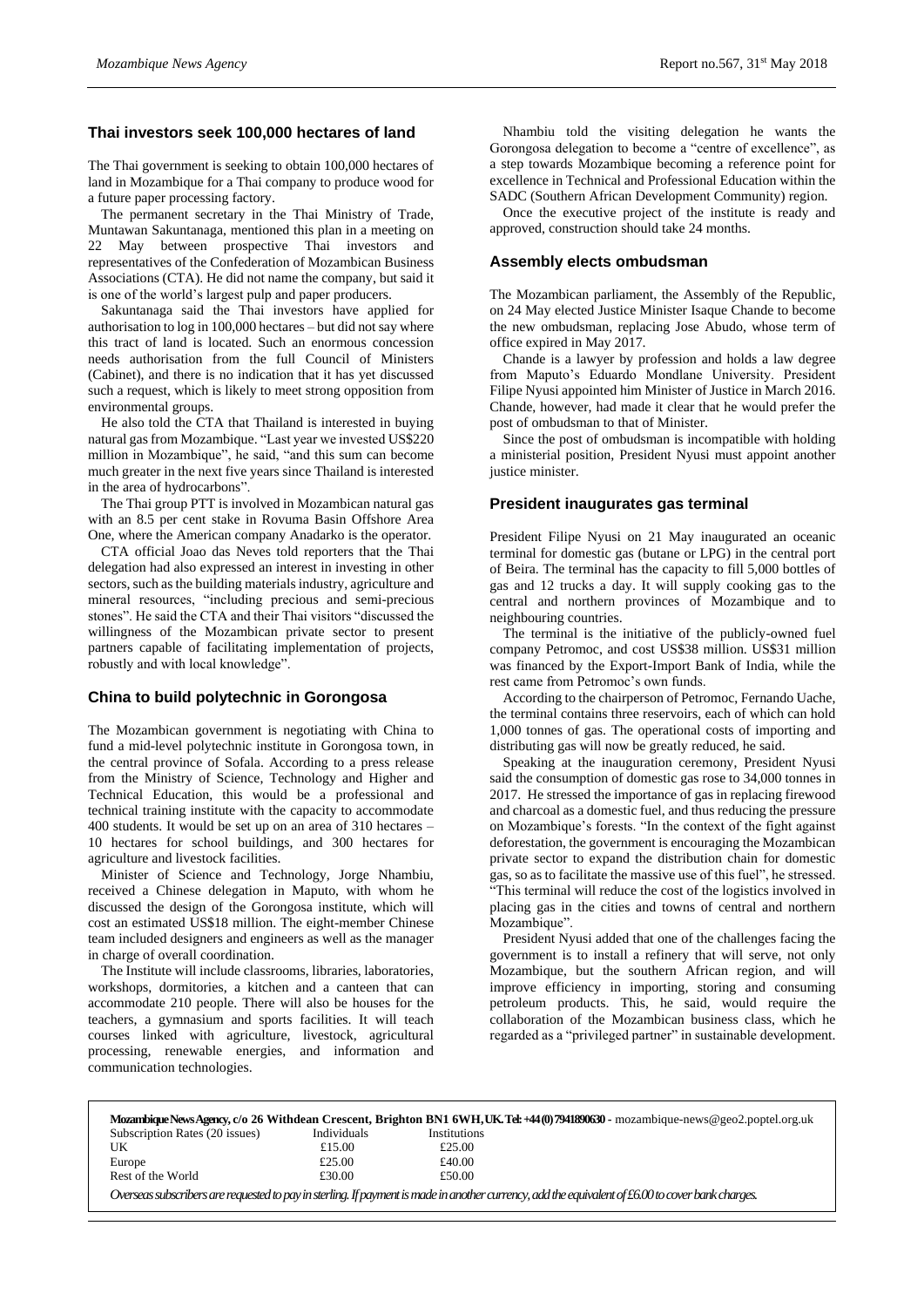## Thai investors seek 100,000 hectares of land

The Thai government is seeking to obtain 100,000 hectares of land in Mozambique for a Thai company to produce wood for a future paper processing factory.

The permanent secretary in the Thai Ministry of Trade, Muntawan Sakuntanaga, mentioned this plan in a meeting on 22 May between prospective Thai investors and representatives of the Confederation of Mozambican Business Associations (CTA). He did not name the company, but said it is one of the world's largest pulp and paper producers.

Sakuntanaga said the Thai investors have applied for authorisation to log in 100,000 hectares – but did not say where this tract of land is located. Such an enormous concession needs authorisation from the full Council of Ministers (Cabinet), and there is no indication that it has yet discussed such a request, which is likely to meet strong opposition from environmental groups.

He also told the CTA that Thailand is interested in buying natural gas from Mozambique. "Last year we invested US$220 million in Mozambique", he said, "and this sum can become much greater in the next five years since Thailand is interested in the area of hydrocarbons".

The Thai group PTT is involved in Mozambican natural gas with an 8.5 per cent stake in Rovuma Basin Offshore Area One, where the American company Anadarko is the operator.

CTA official Joao das Neves told reporters that the Thai delegation had also expressed an interest in investing in other sectors, such as the building materials industry, agriculture and mineral resources, "including precious and semi-precious stones". He said the CTA and their Thai visitors "discussed the willingness of the Mozambican private sector to present partners capable of facilitating implementation of projects, robustly and with local knowledge".

## China to build polytechnic in Gorongosa

The Mozambican government is negotiating with China to fund a mid-level polytechnic institute in Gorongosa town, in the central province of Sofala. According to a press release from the Ministry of Science, Technology and Higher and Technical Education, this would be a professional and technical training institute with the capacity to accommodate 400 students. It would be set up on an area of 310 hectares – 10 hectares for school buildings, and 300 hectares for agriculture and livestock facilities.

Minister of Science and Technology, Jorge Nhambiu, received a Chinese delegation in Maputo, with whom he discussed the design of the Gorongosa institute, which will cost an estimated US$18 million. The eight-member Chinese team included designers and engineers as well as the manager in charge of overall coordination.

The Institute will include classrooms, libraries, laboratories, workshops, dormitories, a kitchen and a canteen that can accommodate 210 people. There will also be houses for the teachers, a gymnasium and sports facilities. It will teach courses linked with agriculture, livestock, agricultural processing, renewable energies, and information and communication technologies.

Nhambiu told the visiting delegation he wants the Gorongosa delegation to become a "centre of excellence", as a step towards Mozambique becoming a reference point for excellence in Technical and Professional Education within the SADC (Southern African Development Community) region.

Once the executive project of the institute is ready and approved, construction should take 24 months.

## Assembly elects ombudsman

The Mozambican parliament, the Assembly of the Republic, on 24 May elected Justice Minister Isaque Chande to become the new ombudsman, replacing Jose Abudo, whose term of office expired in May 2017.

Chande is a lawyer by profession and holds a law degree from Maputo's Eduardo Mondlane University. President Filipe Nyusi appointed him Minister of Justice in March 2016. Chande, however, had made it clear that he would prefer the post of ombudsman to that of Minister.

Since the post of ombudsman is incompatible with holding a ministerial position, President Nyusi must appoint another justice minister.

## President inaugurates gas terminal

President Filipe Nyusi on 21 May inaugurated an oceanic terminal for domestic gas (butane or LPG) in the central port of Beira. The terminal has the capacity to fill 5,000 bottles of gas and 12 trucks a day. It will supply cooking gas to the central and northern provinces of Mozambique and to neighbouring countries.

The terminal is the initiative of the publicly-owned fuel company Petromoc, and cost US$38 million. US$31 million was financed by the Export-Import Bank of India, while the rest came from Petromoc's own funds.

According to the chairperson of Petromoc, Fernando Uache, the terminal contains three reservoirs, each of which can hold 1,000 tonnes of gas. The operational costs of importing and distributing gas will now be greatly reduced, he said.

Speaking at the inauguration ceremony, President Nyusi said the consumption of domestic gas rose to 34,000 tonnes in 2017. He stressed the importance of gas in replacing firewood and charcoal as a domestic fuel, and thus reducing the pressure on Mozambique's forests. "In the context of the fight against deforestation, the government is encouraging the Mozambican private sector to expand the distribution chain for domestic gas, so as to facilitate the massive use of this fuel", he stressed. "This terminal will reduce the cost of the logistics involved in placing gas in the cities and towns of central and northern Mozambique".

President Nyusi added that one of the challenges facing the government is to install a refinery that will serve, not only Mozambique, but the southern African region, and will improve efficiency in importing, storing and consuming petroleum products. This, he said, would require the collaboration of the Mozambican business class, which he regarded as a "privileged partner" in sustainable development.

**Mozambique News Agency, c/o 26 Withdean Crescent, Brighton BN1 6WH, UK. Tel: +44 (0) 7941890630** - mozambique-news@geo2.poptel.org.uk

| Subscription Rates (20 issues) | Individuals | Institutions |
|---|---|---|
| UK | £15.00 | £25.00 |
| Europe | £25.00 | £40.00 |
| Rest of the World | £30.00 | £50.00 |

*Overseas subscribers are requested to pay in sterling. If payment is made in another currency, add the equivalent of £6.00 to cover bank charges.*